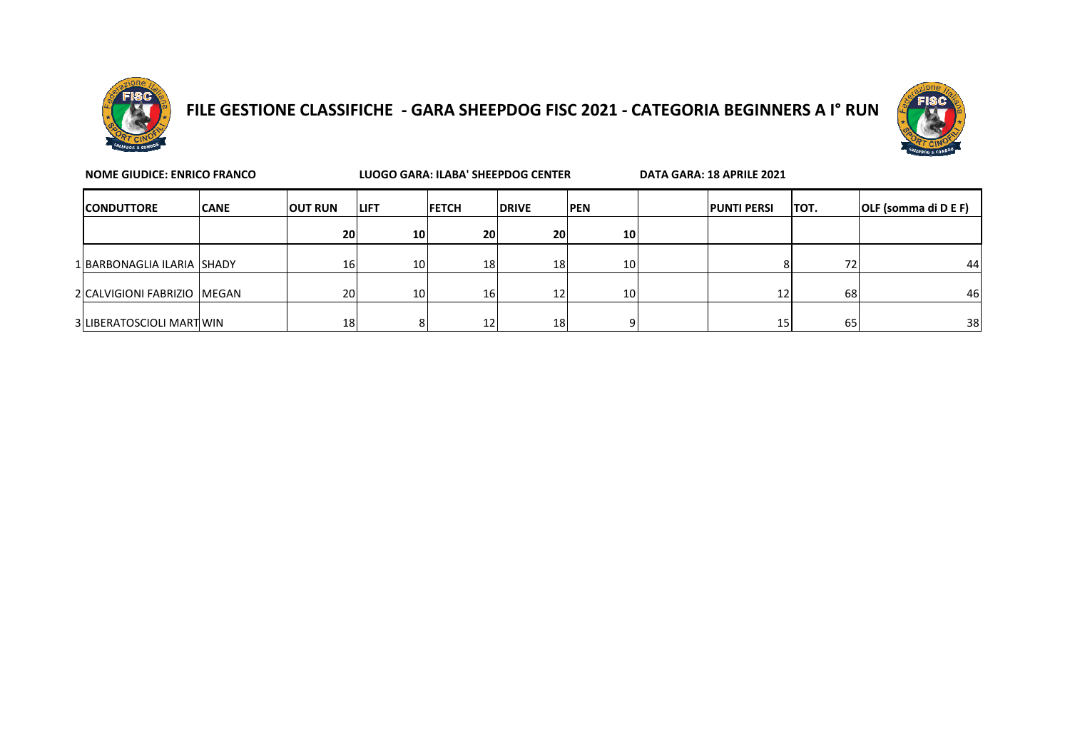# FILE GESTIONE CLASSIFICHE - GARA SHEEPDOG FISC 2021 - CATEGORIA BEGINNERS A I° RUN

**NOME GIUDICE: ENRICO FRANCO** **LUOGO GARA: ILABA' SHEEPDOG CENTER** **DATA GARA: 18 APRILE 2021**

| | CONDUTTORE | CANE | OUT RUN | LIFT | FETCH | DRIVE | PEN | | PUNTI PERSI | TOT. | OLF (somma di D E F) |
|---|---|---|---|---|---|---|---|---|---|---|---|
| | | | **20** | **10** | **20** | **20** | **10** | | | | |
| 1 | BARBONAGLIA ILARIA | SHADY | 16 | 10 | 18 | 18 | 10 | | 8 | 72 | 44 |
| 2 | CALVIGIONI FABRIZIO | MEGAN | 20 | 10 | 16 | 12 | 10 | | 12 | 68 | 46 |
| 3 | LIBERATOSCIOLI MART | WIN | 18 | 8 | 12 | 18 | 9 | | 15 | 65 | 38 |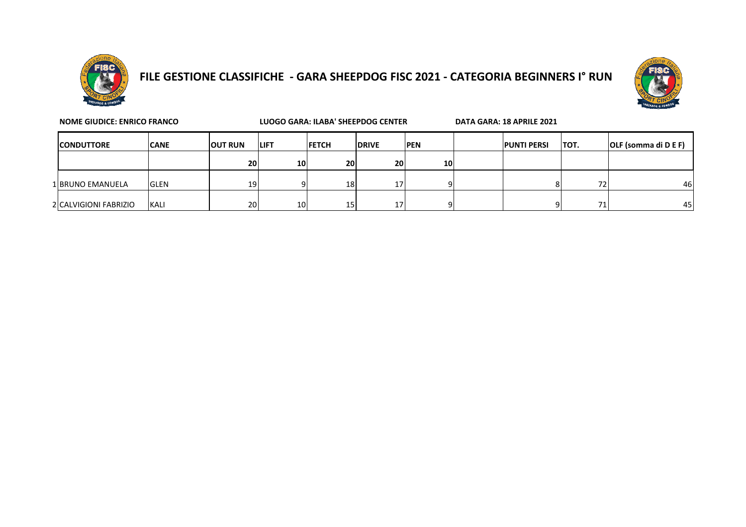# FILE GESTIONE CLASSIFICHE - GARA SHEEPDOG FISC 2021 - CATEGORIA BEGINNERS I° RUN

**NOME GIUDICE: ENRICO FRANCO** **LUOGO GARA: ILABA' SHEEPDOG CENTER** **DATA GARA: 18 APRILE 2021**

| | CONDUTTORE | CANE | OUT RUN | LIFT | FETCH | DRIVE | PEN | | PUNTI PERSI | TOT. | OLF (somma di D E F) |
|---|---|---|---|---|---|---|---|---|---|---|---|
| | | | 20 | 10 | 20 | 20 | 10 | | | | |
| 1 | BRUNO EMANUELA | GLEN | 19 | 9 | 18 | 17 | 9 | | 8 | 72 | 46 |
| 2 | CALVIGIONI FABRIZIO | KALI | 20 | 10 | 15 | 17 | 9 | | 9 | 71 | 45 |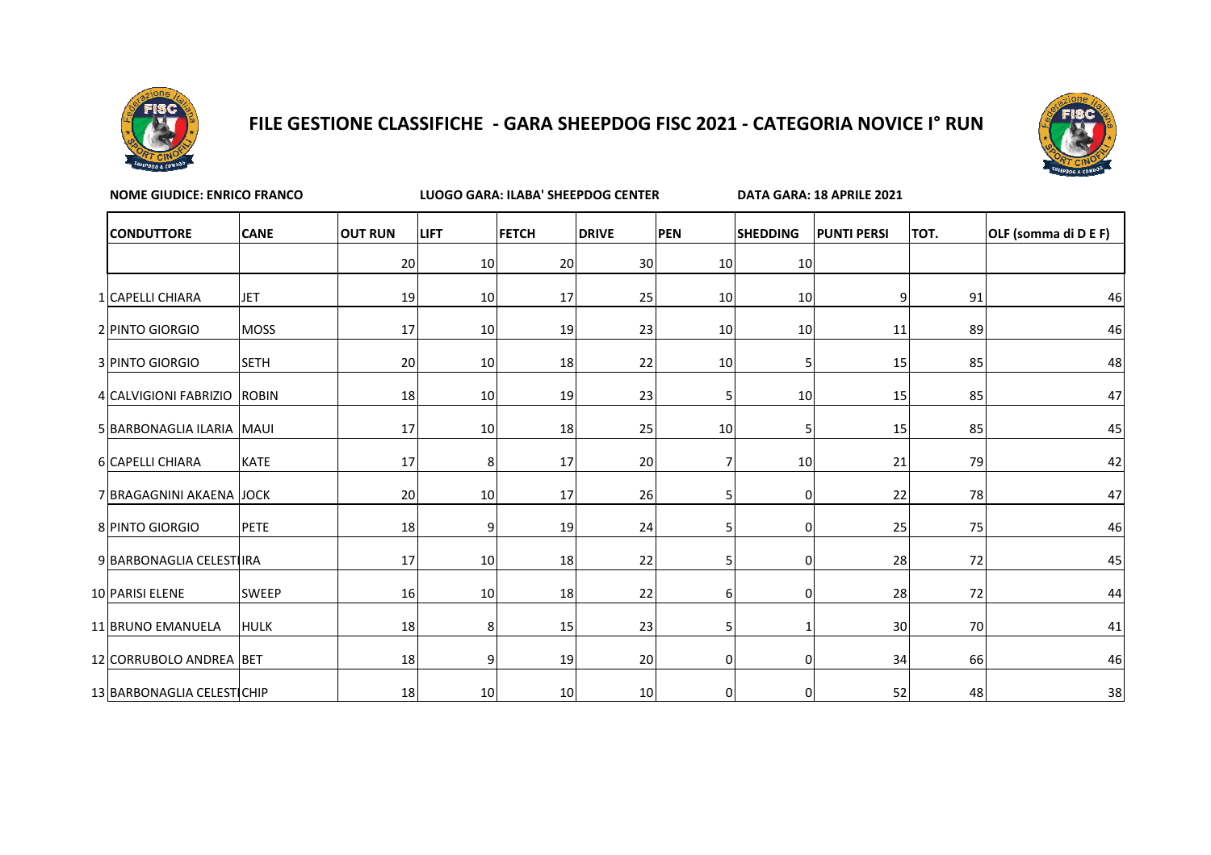# FILE GESTIONE CLASSIFICHE - GARA SHEEPDOG FISC 2021 - CATEGORIA NOVICE I° RUN

**NOME GIUDICE: ENRICO FRANCO** | **LUOGO GARA: ILABA' SHEEPDOG CENTER** | **DATA GARA: 18 APRILE 2021**

| | CONDUTTORE | CANE | OUT RUN | LIFT | FETCH | DRIVE | PEN | SHEDDING | PUNTI PERSI | TOT. | OLF (somma di D E F) |
|---|---|---|---|---|---|---|---|---|---|---|---|
| | | | 20 | 10 | 20 | 30 | 10 | 10 | | | |
| 1 | CAPELLI CHIARA | JET | 19 | 10 | 17 | 25 | 10 | 10 | 9 | 91 | 46 |
| 2 | PINTO GIORGIO | MOSS | 17 | 10 | 19 | 23 | 10 | 10 | 11 | 89 | 46 |
| 3 | PINTO GIORGIO | SETH | 20 | 10 | 18 | 22 | 10 | 5 | 15 | 85 | 48 |
| 4 | CALVIGIONI FABRIZIO | ROBIN | 18 | 10 | 19 | 23 | 5 | 10 | 15 | 85 | 47 |
| 5 | BARBONAGLIA ILARIA | MAUI | 17 | 10 | 18 | 25 | 10 | 5 | 15 | 85 | 45 |
| 6 | CAPELLI CHIARA | KATE | 17 | 8 | 17 | 20 | 7 | 10 | 21 | 79 | 42 |
| 7 | BRAGAGNINI AKAENA | JOCK | 20 | 10 | 17 | 26 | 5 | 0 | 22 | 78 | 47 |
| 8 | PINTO GIORGIO | PETE | 18 | 9 | 19 | 24 | 5 | 0 | 25 | 75 | 46 |
| 9 | BARBONAGLIA CELESTI | IRA | 17 | 10 | 18 | 22 | 5 | 0 | 28 | 72 | 45 |
| 10 | PARISI ELENE | SWEEP | 16 | 10 | 18 | 22 | 6 | 0 | 28 | 72 | 44 |
| 11 | BRUNO EMANUELA | HULK | 18 | 8 | 15 | 23 | 5 | 1 | 30 | 70 | 41 |
| 12 | CORRUBOLO ANDREA | BET | 18 | 9 | 19 | 20 | 0 | 0 | 34 | 66 | 46 |
| 13 | BARBONAGLIA CELESTI | CHIP | 18 | 10 | 10 | 10 | 0 | 0 | 52 | 48 | 38 |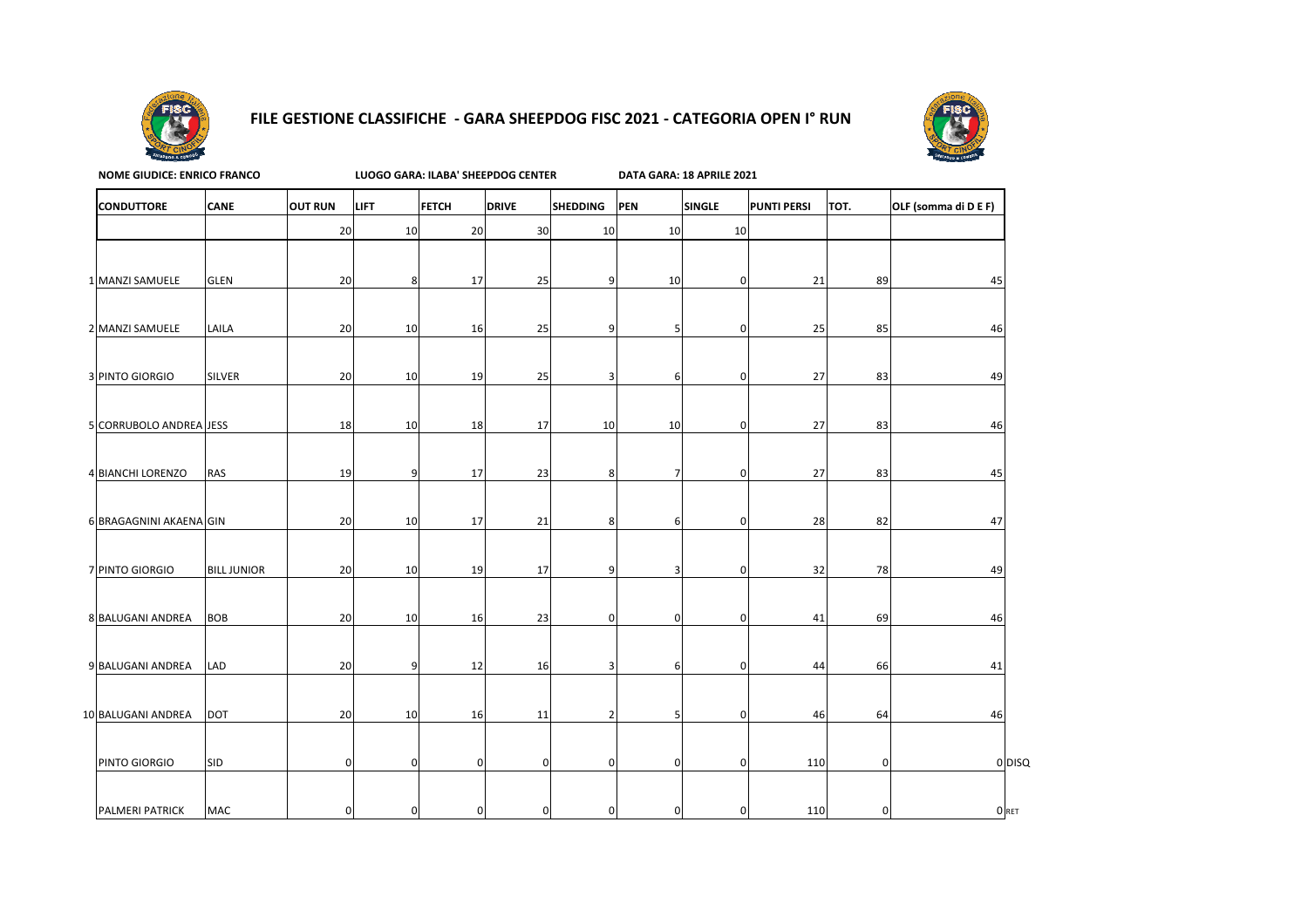# FILE GESTIONE CLASSIFICHE - GARA SHEEPDOG FISC 2021 - CATEGORIA OPEN I° RUN

**NOME GIUDICE: ENRICO FRANCO** **LUOGO GARA: ILABA' SHEEPDOG CENTER** **DATA GARA: 18 APRILE 2021**

| | CONDUTTORE | CANE | OUT RUN | LIFT | FETCH | DRIVE | SHEDDING | PEN | SINGLE | PUNTI PERSI | TOT. | OLF (somma di D E F) | |
|---|---|---|---|---|---|---|---|---|---|---|---|---|---|
| | | | 20 | 10 | 20 | 30 | 10 | 10 | 10 | | | | |
| 1 | MANZI SAMUELE | GLEN | 20 | 8 | 17 | 25 | 9 | 10 | 0 | 21 | 89 | 45 | |
| 2 | MANZI SAMUELE | LAILA | 20 | 10 | 16 | 25 | 9 | 5 | 0 | 25 | 85 | 46 | |
| 3 | PINTO GIORGIO | SILVER | 20 | 10 | 19 | 25 | 3 | 6 | 0 | 27 | 83 | 49 | |
| 5 | CORRUBOLO ANDREA | JESS | 18 | 10 | 18 | 17 | 10 | 10 | 0 | 27 | 83 | 46 | |
| 4 | BIANCHI LORENZO | RAS | 19 | 9 | 17 | 23 | 8 | 7 | 0 | 27 | 83 | 45 | |
| 6 | BRAGAGNINI AKAENA | GIN | 20 | 10 | 17 | 21 | 8 | 6 | 0 | 28 | 82 | 47 | |
| 7 | PINTO GIORGIO | BILL JUNIOR | 20 | 10 | 19 | 17 | 9 | 3 | 0 | 32 | 78 | 49 | |
| 8 | BALUGANI ANDREA | BOB | 20 | 10 | 16 | 23 | 0 | 0 | 0 | 41 | 69 | 46 | |
| 9 | BALUGANI ANDREA | LAD | 20 | 9 | 12 | 16 | 3 | 6 | 0 | 44 | 66 | 41 | |
| 10 | BALUGANI ANDREA | DOT | 20 | 10 | 16 | 11 | 2 | 5 | 0 | 46 | 64 | 46 | |
| | PINTO GIORGIO | SID | 0 | 0 | 0 | 0 | 0 | 0 | 0 | 110 | 0 | 0 | DISQ |
| | PALMERI PATRICK | MAC | 0 | 0 | 0 | 0 | 0 | 0 | 0 | 110 | 0 | 0 | RET |